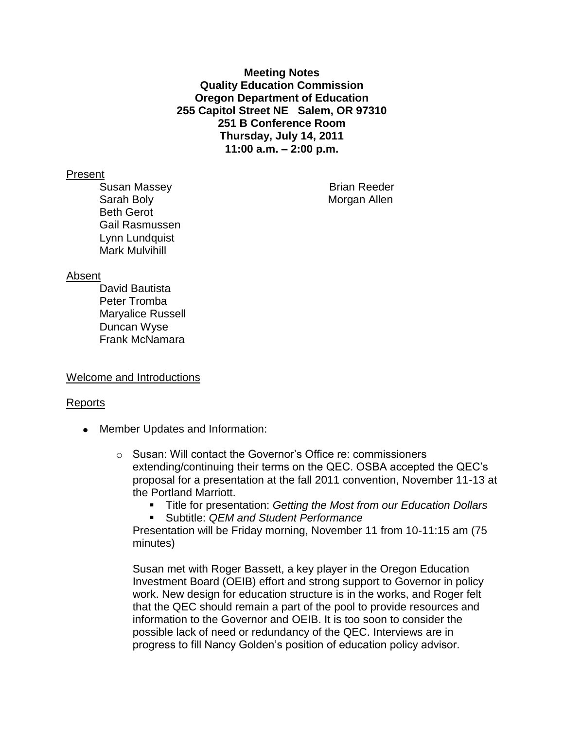**Meeting Notes**
**Quality Education Commission**
**Oregon Department of Education**
**255 Capitol Street NE Salem, OR 97310**
**251 B Conference Room**
**Thursday, July 14, 2011**
**11:00 a.m. – 2:00 p.m.**

Present

- Susan Massey
- Sarah Boly
- Beth Gerot
- Gail Rasmussen
- Lynn Lundquist
- Mark Mulvihill
- Brian Reeder
- Morgan Allen

Absent

- David Bautista
- Peter Tromba
- Maryalice Russell
- Duncan Wyse
- Frank McNamara

Welcome and Introductions

Reports

- Member Updates and Information:
  - Susan: Will contact the Governor's Office re: commissioners extending/continuing their terms on the QEC. OSBA accepted the QEC's proposal for a presentation at the fall 2011 convention, November 11-13 at the Portland Marriott.
    - Title for presentation: *Getting the Most from our Education Dollars*
    - Subtitle: *QEM and Student Performance*

    Presentation will be Friday morning, November 11 from 10-11:15 am (75 minutes)

    Susan met with Roger Bassett, a key player in the Oregon Education Investment Board (OEIB) effort and strong support to Governor in policy work. New design for education structure is in the works, and Roger felt that the QEC should remain a part of the pool to provide resources and information to the Governor and OEIB. It is too soon to consider the possible lack of need or redundancy of the QEC. Interviews are in progress to fill Nancy Golden's position of education policy advisor.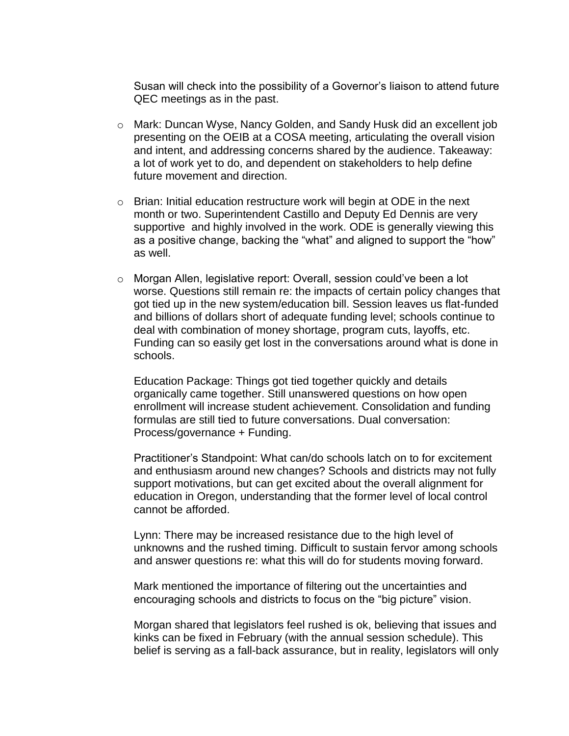Susan will check into the possibility of a Governor's liaison to attend future QEC meetings as in the past.

- Mark: Duncan Wyse, Nancy Golden, and Sandy Husk did an excellent job presenting on the OEIB at a COSA meeting, articulating the overall vision and intent, and addressing concerns shared by the audience. Takeaway: a lot of work yet to do, and dependent on stakeholders to help define future movement and direction.

- Brian: Initial education restructure work will begin at ODE in the next month or two. Superintendent Castillo and Deputy Ed Dennis are very supportive and highly involved in the work. ODE is generally viewing this as a positive change, backing the "what" and aligned to support the "how" as well.

- Morgan Allen, legislative report: Overall, session could've been a lot worse. Questions still remain re: the impacts of certain policy changes that got tied up in the new system/education bill. Session leaves us flat-funded and billions of dollars short of adequate funding level; schools continue to deal with combination of money shortage, program cuts, layoffs, etc. Funding can so easily get lost in the conversations around what is done in schools.

  Education Package: Things got tied together quickly and details organically came together. Still unanswered questions on how open enrollment will increase student achievement. Consolidation and funding formulas are still tied to future conversations. Dual conversation: Process/governance + Funding.

  Practitioner's Standpoint: What can/do schools latch on to for excitement and enthusiasm around new changes? Schools and districts may not fully support motivations, but can get excited about the overall alignment for education in Oregon, understanding that the former level of local control cannot be afforded.

  Lynn: There may be increased resistance due to the high level of unknowns and the rushed timing. Difficult to sustain fervor among schools and answer questions re: what this will do for students moving forward.

  Mark mentioned the importance of filtering out the uncertainties and encouraging schools and districts to focus on the "big picture" vision.

  Morgan shared that legislators feel rushed is ok, believing that issues and kinks can be fixed in February (with the annual session schedule). This belief is serving as a fall-back assurance, but in reality, legislators will only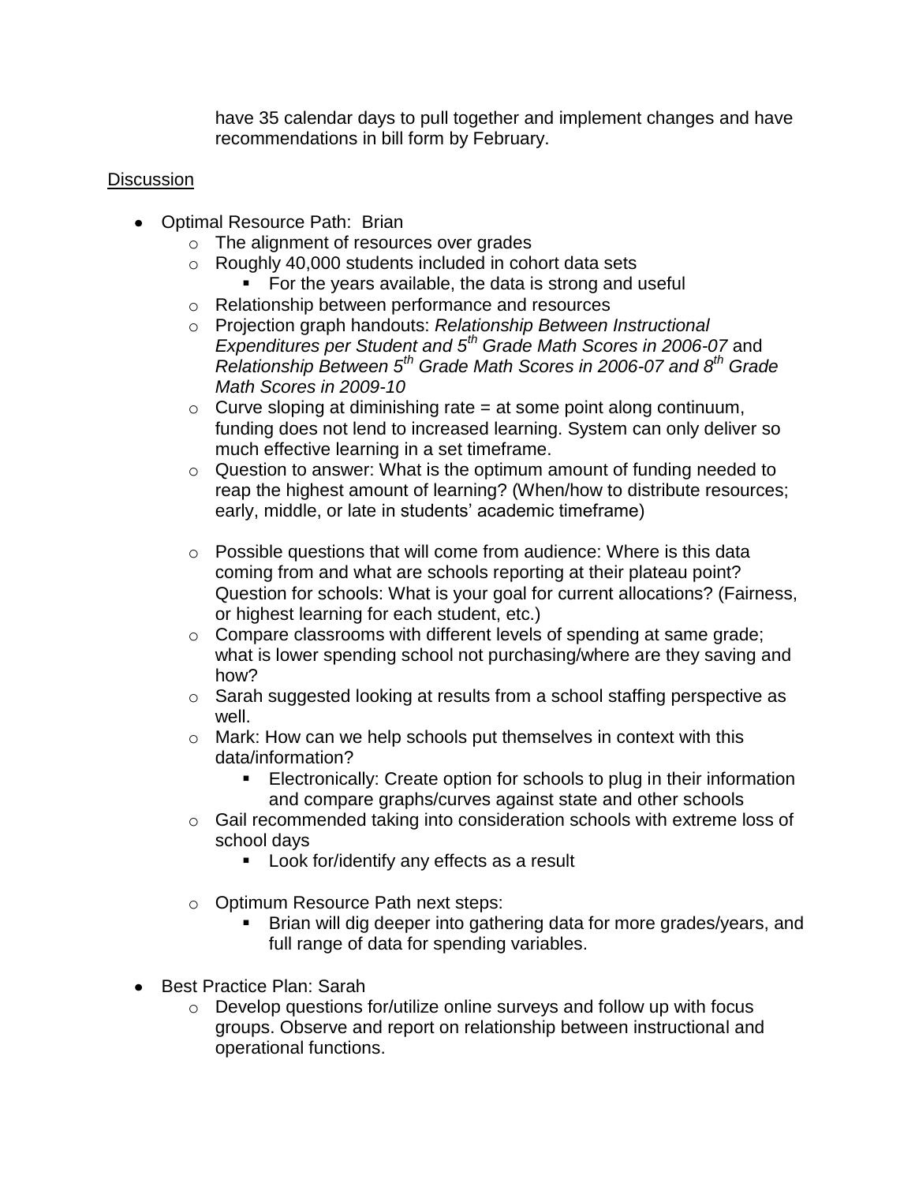have 35 calendar days to pull together and implement changes and have recommendations in bill form by February.

Discussion

- Optimal Resource Path: Brian
  - The alignment of resources over grades
  - Roughly 40,000 students included in cohort data sets
    - For the years available, the data is strong and useful
  - Relationship between performance and resources
  - Projection graph handouts: *Relationship Between Instructional Expenditures per Student and 5th Grade Math Scores in 2006-07* and *Relationship Between 5th Grade Math Scores in 2006-07 and 8th Grade Math Scores in 2009-10*
  - Curve sloping at diminishing rate = at some point along continuum, funding does not lend to increased learning. System can only deliver so much effective learning in a set timeframe.
  - Question to answer: What is the optimum amount of funding needed to reap the highest amount of learning? (When/how to distribute resources; early, middle, or late in students' academic timeframe)
  - Possible questions that will come from audience: Where is this data coming from and what are schools reporting at their plateau point? Question for schools: What is your goal for current allocations? (Fairness, or highest learning for each student, etc.)
  - Compare classrooms with different levels of spending at same grade; what is lower spending school not purchasing/where are they saving and how?
  - Sarah suggested looking at results from a school staffing perspective as well.
  - Mark: How can we help schools put themselves in context with this data/information?
    - Electronically: Create option for schools to plug in their information and compare graphs/curves against state and other schools
  - Gail recommended taking into consideration schools with extreme loss of school days
    - Look for/identify any effects as a result
  - Optimum Resource Path next steps:
    - Brian will dig deeper into gathering data for more grades/years, and full range of data for spending variables.
- Best Practice Plan: Sarah
  - Develop questions for/utilize online surveys and follow up with focus groups. Observe and report on relationship between instructional and operational functions.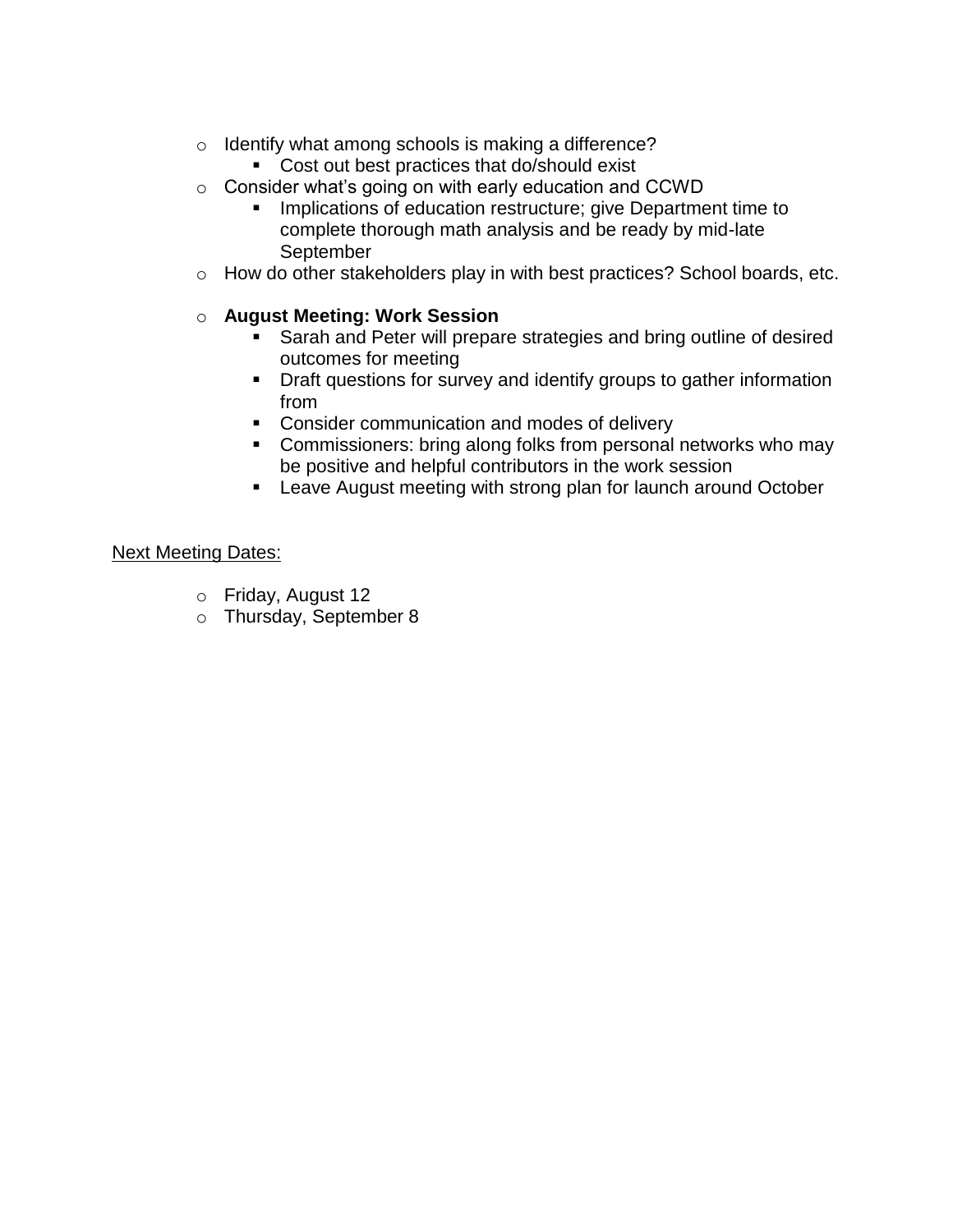- Identify what among schools is making a difference?
  - Cost out best practices that do/should exist
- Consider what's going on with early education and CCWD
  - Implications of education restructure; give Department time to complete thorough math analysis and be ready by mid-late September
- How do other stakeholders play in with best practices? School boards, etc.

- **August Meeting: Work Session**
  - Sarah and Peter will prepare strategies and bring outline of desired outcomes for meeting
  - Draft questions for survey and identify groups to gather information from
  - Consider communication and modes of delivery
  - Commissioners: bring along folks from personal networks who may be positive and helpful contributors in the work session
  - Leave August meeting with strong plan for launch around October

<u>Next Meeting Dates:</u>

- Friday, August 12
- Thursday, September 8